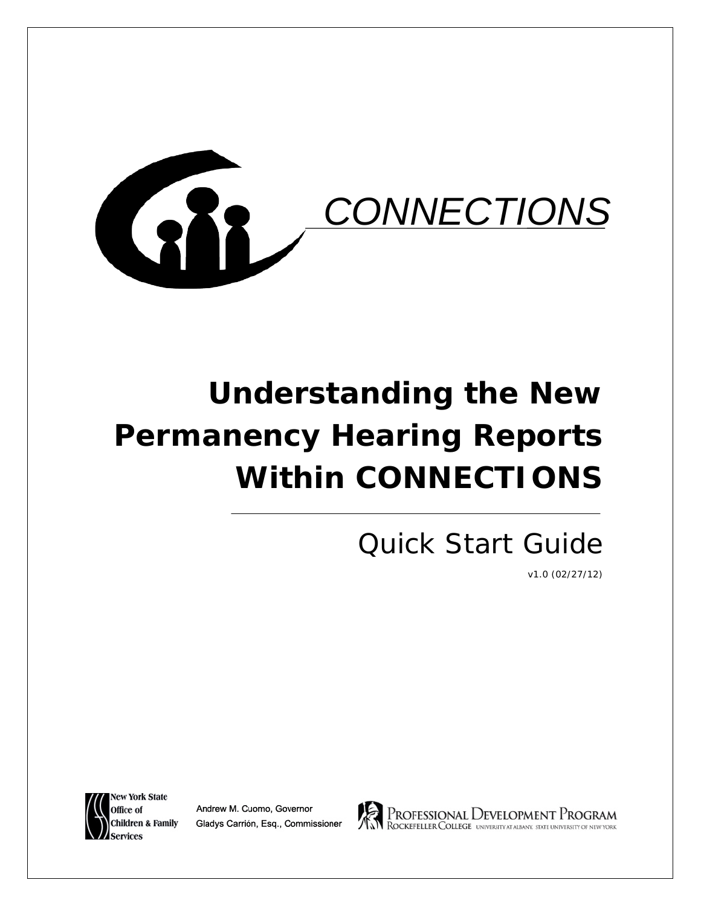CONNECTIONS

# Understanding the New Permanency Hearing Reports Within CONNECTIONS

## Quick Start Guide

v1.0 (02/27/12)

New York State Office of Children & Family Services

Andrew M. Cuomo, Governor

Gladys Carrión, Esq., Commissioner

Professional Development Program

Rockefeller College University at Albany, State University of New York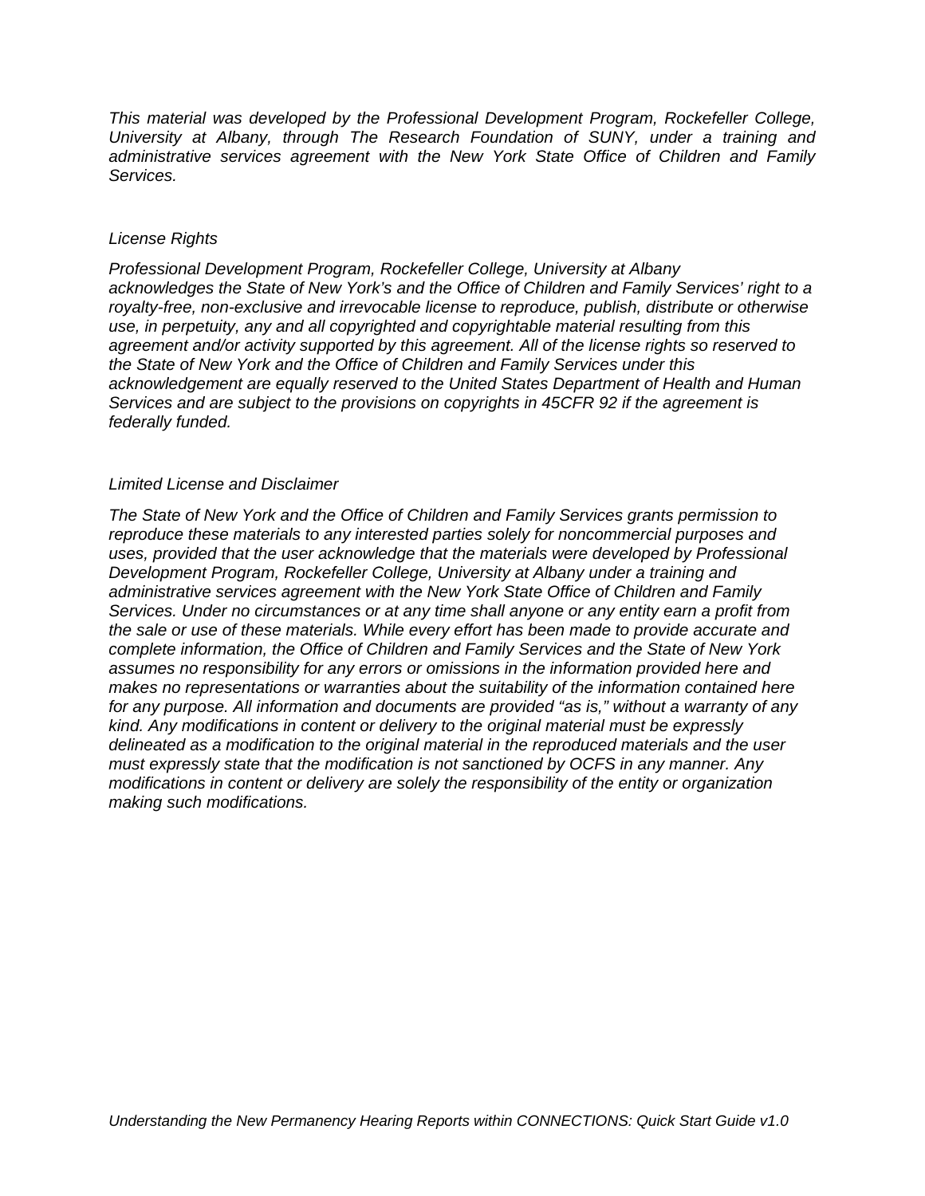*This material was developed by the Professional Development Program, Rockefeller College, University at Albany, through The Research Foundation of SUNY, under a training and administrative services agreement with the New York State Office of Children and Family Services.*

*License Rights*

*Professional Development Program, Rockefeller College, University at Albany acknowledges the State of New York's and the Office of Children and Family Services' right to a royalty-free, non-exclusive and irrevocable license to reproduce, publish, distribute or otherwise use, in perpetuity, any and all copyrighted and copyrightable material resulting from this agreement and/or activity supported by this agreement. All of the license rights so reserved to the State of New York and the Office of Children and Family Services under this acknowledgement are equally reserved to the United States Department of Health and Human Services and are subject to the provisions on copyrights in 45CFR 92 if the agreement is federally funded.*

*Limited License and Disclaimer*

*The State of New York and the Office of Children and Family Services grants permission to reproduce these materials to any interested parties solely for noncommercial purposes and uses, provided that the user acknowledge that the materials were developed by Professional Development Program, Rockefeller College, University at Albany under a training and administrative services agreement with the New York State Office of Children and Family Services. Under no circumstances or at any time shall anyone or any entity earn a profit from the sale or use of these materials. While every effort has been made to provide accurate and complete information, the Office of Children and Family Services and the State of New York assumes no responsibility for any errors or omissions in the information provided here and makes no representations or warranties about the suitability of the information contained here for any purpose. All information and documents are provided "as is," without a warranty of any kind. Any modifications in content or delivery to the original material must be expressly delineated as a modification to the original material in the reproduced materials and the user must expressly state that the modification is not sanctioned by OCFS in any manner. Any modifications in content or delivery are solely the responsibility of the entity or organization making such modifications.*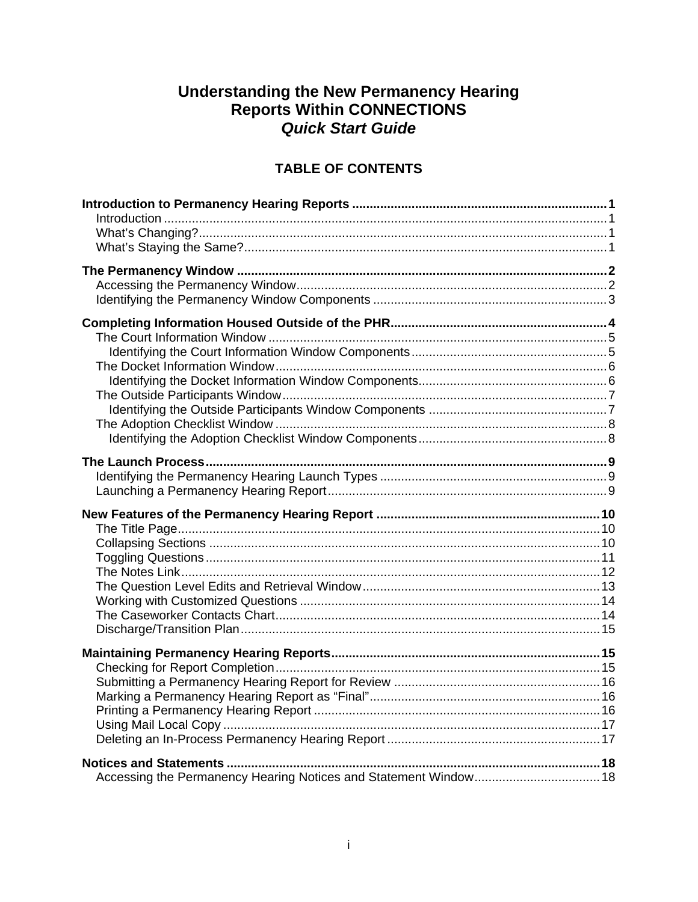# Understanding the New Permanency Hearing Reports Within CONNECTIONS

## *Quick Start Guide*

### TABLE OF CONTENTS

**Introduction to Permanency Hearing Reports** .......... **1**
- Introduction .......... 1
- What's Changing? .......... 1
- What's Staying the Same? .......... 1

**The Permanency Window** .......... **2**
- Accessing the Permanency Window .......... 2
- Identifying the Permanency Window Components .......... 3

**Completing Information Housed Outside of the PHR** .......... **4**
- The Court Information Window .......... 5
  - Identifying the Court Information Window Components .......... 5
- The Docket Information Window .......... 6
  - Identifying the Docket Information Window Components .......... 6
- The Outside Participants Window .......... 7
  - Identifying the Outside Participants Window Components .......... 7
- The Adoption Checklist Window .......... 8
  - Identifying the Adoption Checklist Window Components .......... 8

**The Launch Process** .......... **9**
- Identifying the Permanency Hearing Launch Types .......... 9
- Launching a Permanency Hearing Report .......... 9

**New Features of the Permanency Hearing Report** .......... **10**
- The Title Page .......... 10
- Collapsing Sections .......... 10
- Toggling Questions .......... 11
- The Notes Link .......... 12
- The Question Level Edits and Retrieval Window .......... 13
- Working with Customized Questions .......... 14
- The Caseworker Contacts Chart .......... 14
- Discharge/Transition Plan .......... 15

**Maintaining Permanency Hearing Reports** .......... **15**
- Checking for Report Completion .......... 15
- Submitting a Permanency Hearing Report for Review .......... 16
- Marking a Permanency Hearing Report as "Final" .......... 16
- Printing a Permanency Hearing Report .......... 16
- Using Mail Local Copy .......... 17
- Deleting an In-Process Permanency Hearing Report .......... 17

**Notices and Statements** .......... **18**
- Accessing the Permanency Hearing Notices and Statement Window .......... 18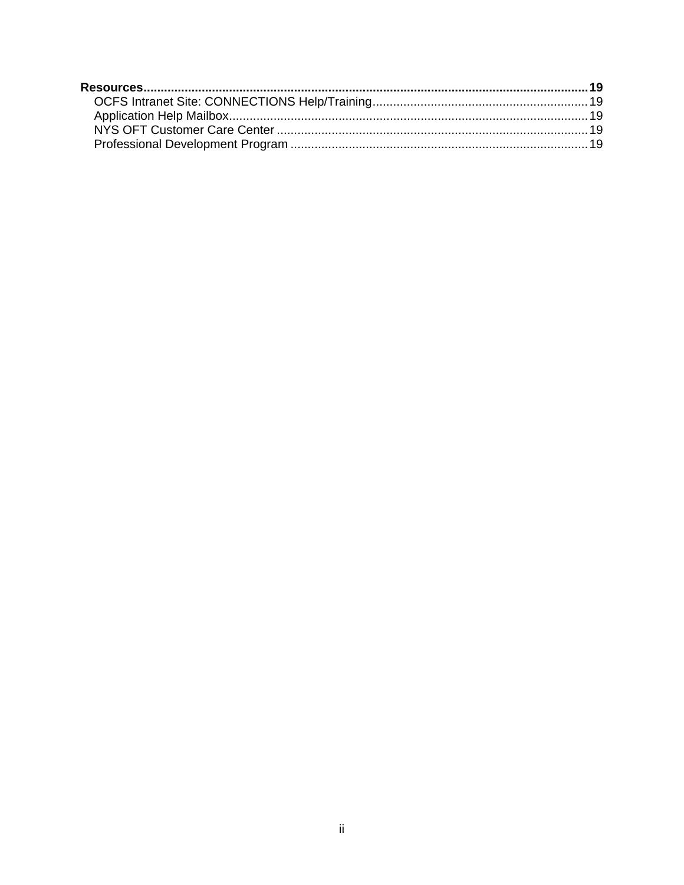**Resources** ........................................................................................................................... **19**

- OCFS Intranet Site: CONNECTIONS Help/Training ................................................................ 19
- Application Help Mailbox ........................................................................................................ 19
- NYS OFT Customer Care Center ........................................................................................... 19
- Professional Development Program ...................................................................................... 19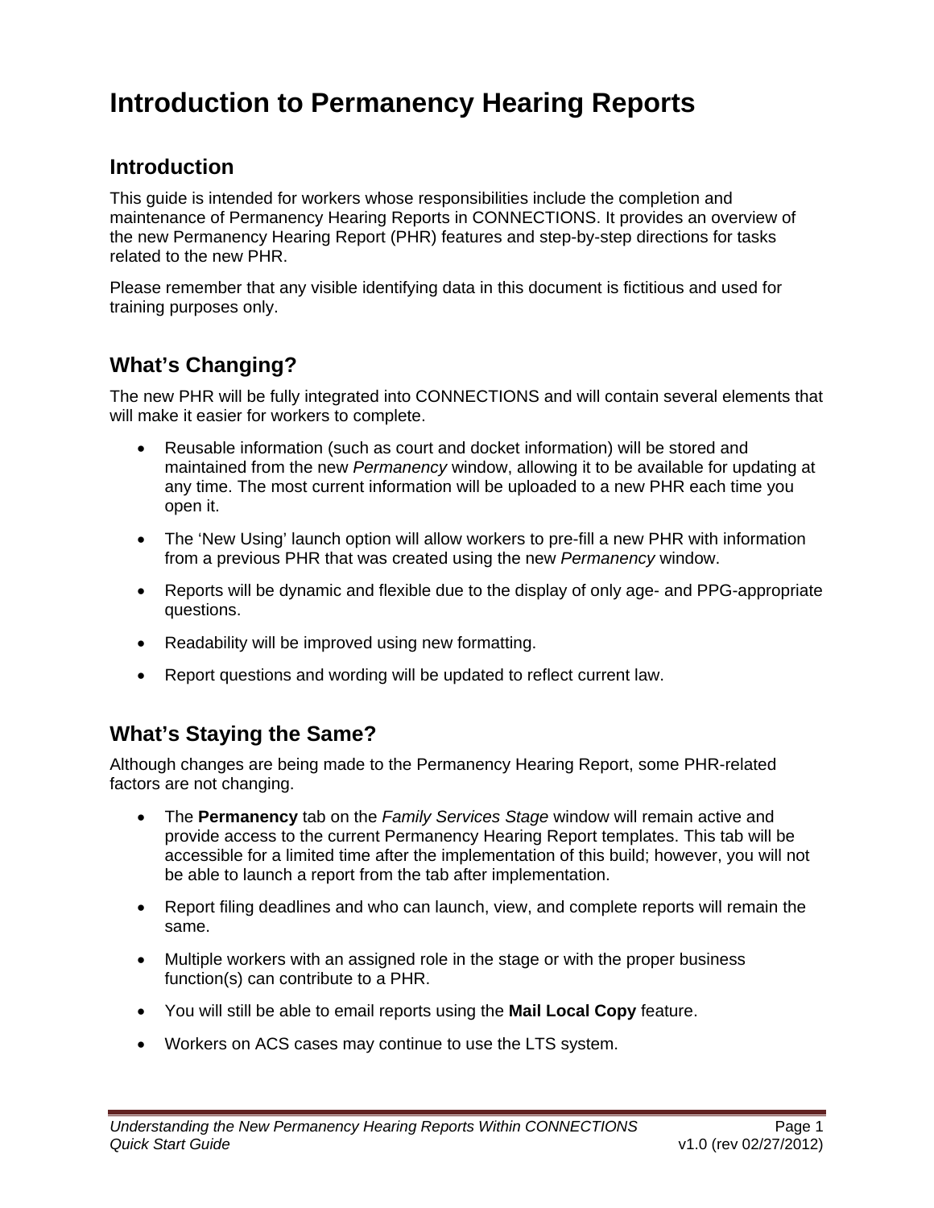# Introduction to Permanency Hearing Reports

## Introduction

This guide is intended for workers whose responsibilities include the completion and maintenance of Permanency Hearing Reports in CONNECTIONS. It provides an overview of the new Permanency Hearing Report (PHR) features and step-by-step directions for tasks related to the new PHR.

Please remember that any visible identifying data in this document is fictitious and used for training purposes only.

## What's Changing?

The new PHR will be fully integrated into CONNECTIONS and will contain several elements that will make it easier for workers to complete.

- Reusable information (such as court and docket information) will be stored and maintained from the new *Permanency* window, allowing it to be available for updating at any time. The most current information will be uploaded to a new PHR each time you open it.
- The 'New Using' launch option will allow workers to pre-fill a new PHR with information from a previous PHR that was created using the new *Permanency* window.
- Reports will be dynamic and flexible due to the display of only age- and PPG-appropriate questions.
- Readability will be improved using new formatting.
- Report questions and wording will be updated to reflect current law.

## What's Staying the Same?

Although changes are being made to the Permanency Hearing Report, some PHR-related factors are not changing.

- The **Permanency** tab on the *Family Services Stage* window will remain active and provide access to the current Permanency Hearing Report templates. This tab will be accessible for a limited time after the implementation of this build; however, you will not be able to launch a report from the tab after implementation.
- Report filing deadlines and who can launch, view, and complete reports will remain the same.
- Multiple workers with an assigned role in the stage or with the proper business function(s) can contribute to a PHR.
- You will still be able to email reports using the **Mail Local Copy** feature.
- Workers on ACS cases may continue to use the LTS system.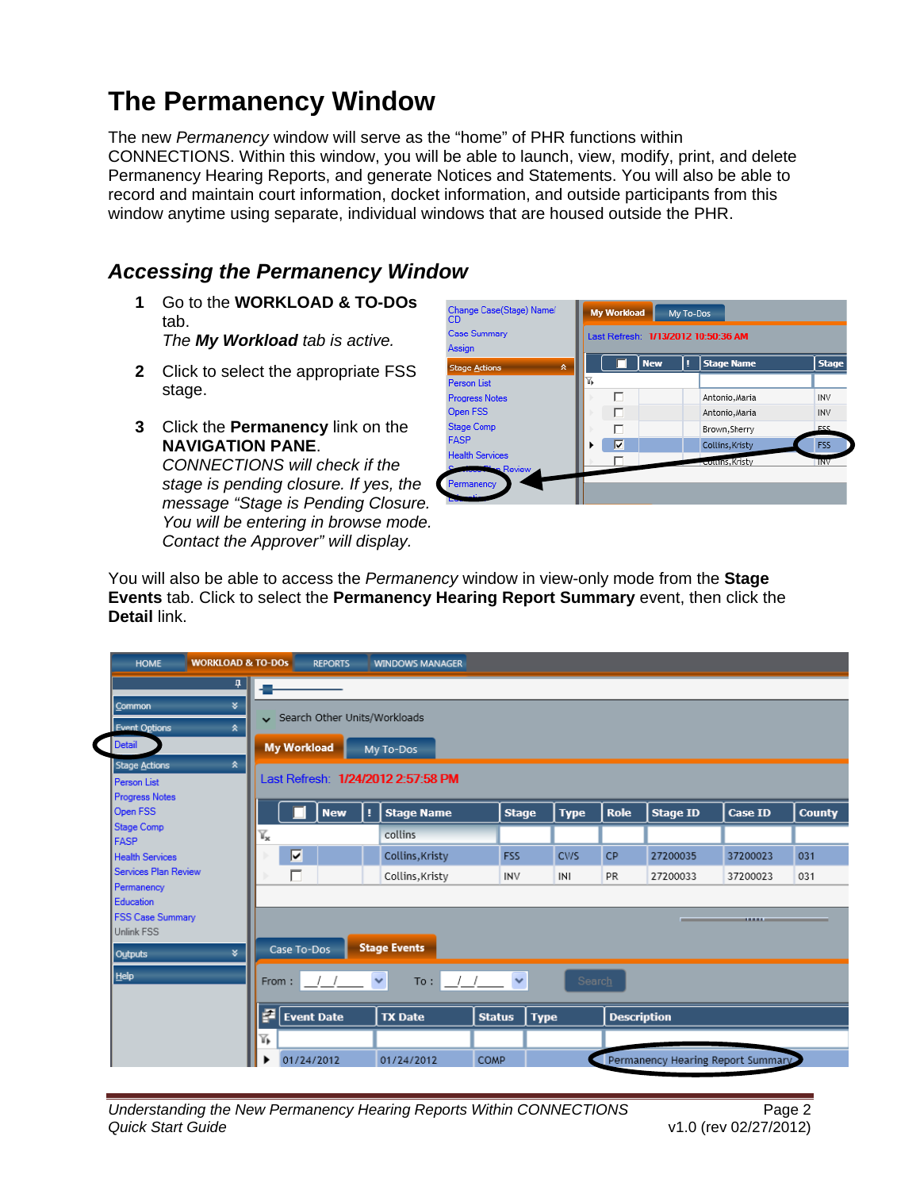# The Permanency Window

The new *Permanency* window will serve as the "home" of PHR functions within CONNECTIONS. Within this window, you will be able to launch, view, modify, print, and delete Permanency Hearing Reports, and generate Notices and Statements. You will also be able to record and maintain court information, docket information, and outside participants from this window anytime using separate, individual windows that are housed outside the PHR.

## *Accessing the Permanency Window*

1. Go to the **WORKLOAD & TO-DOs** tab.
   *The **My Workload** tab is active.*

2. Click to select the appropriate FSS stage.

3. Click the **Permanency** link on the **NAVIGATION PANE**.
   *CONNECTIONS will check if the stage is pending closure. If yes, the message "Stage is Pending Closure. You will be entering in browse mode. Contact the Approver" will display.*

You will also be able to access the *Permanency* window in view-only mode from the **Stage Events** tab. Click to select the **Permanency Hearing Report Summary** event, then click the **Detail** link.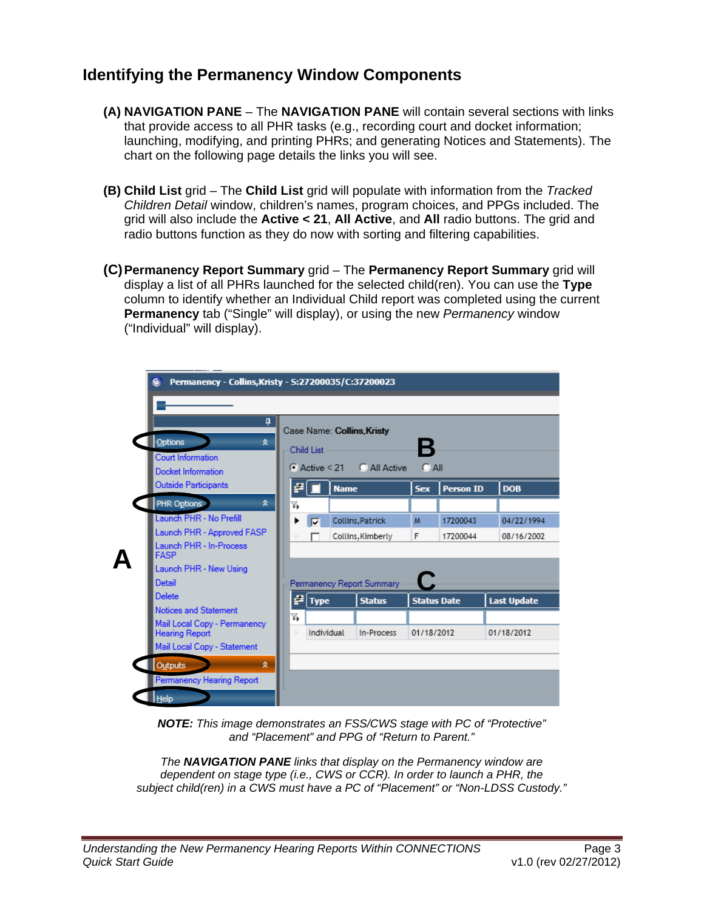## Identifying the Permanency Window Components

**(A) NAVIGATION PANE** – The **NAVIGATION PANE** will contain several sections with links that provide access to all PHR tasks (e.g., recording court and docket information; launching, modifying, and printing PHRs; and generating Notices and Statements). The chart on the following page details the links you will see.

**(B) Child List** grid – The **Child List** grid will populate with information from the *Tracked Children Detail* window, children's names, program choices, and PPGs included. The grid will also include the **Active < 21**, **All Active**, and **All** radio buttons. The grid and radio buttons function as they do now with sorting and filtering capabilities.

**(C) Permanency Report Summary** grid – The **Permanency Report Summary** grid will display a list of all PHRs launched for the selected child(ren). You can use the **Type** column to identify whether an Individual Child report was completed using the current **Permanency** tab ("Single" will display), or using the new *Permanency* window ("Individual" will display).

***NOTE:*** *This image demonstrates an FSS/CWS stage with PC of "Protective" and "Placement" and PPG of "Return to Parent."*

*The **NAVIGATION PANE** links that display on the Permanency window are dependent on stage type (i.e., CWS or CCR). In order to launch a PHR, the subject child(ren) in a CWS must have a PC of "Placement" or "Non-LDSS Custody."*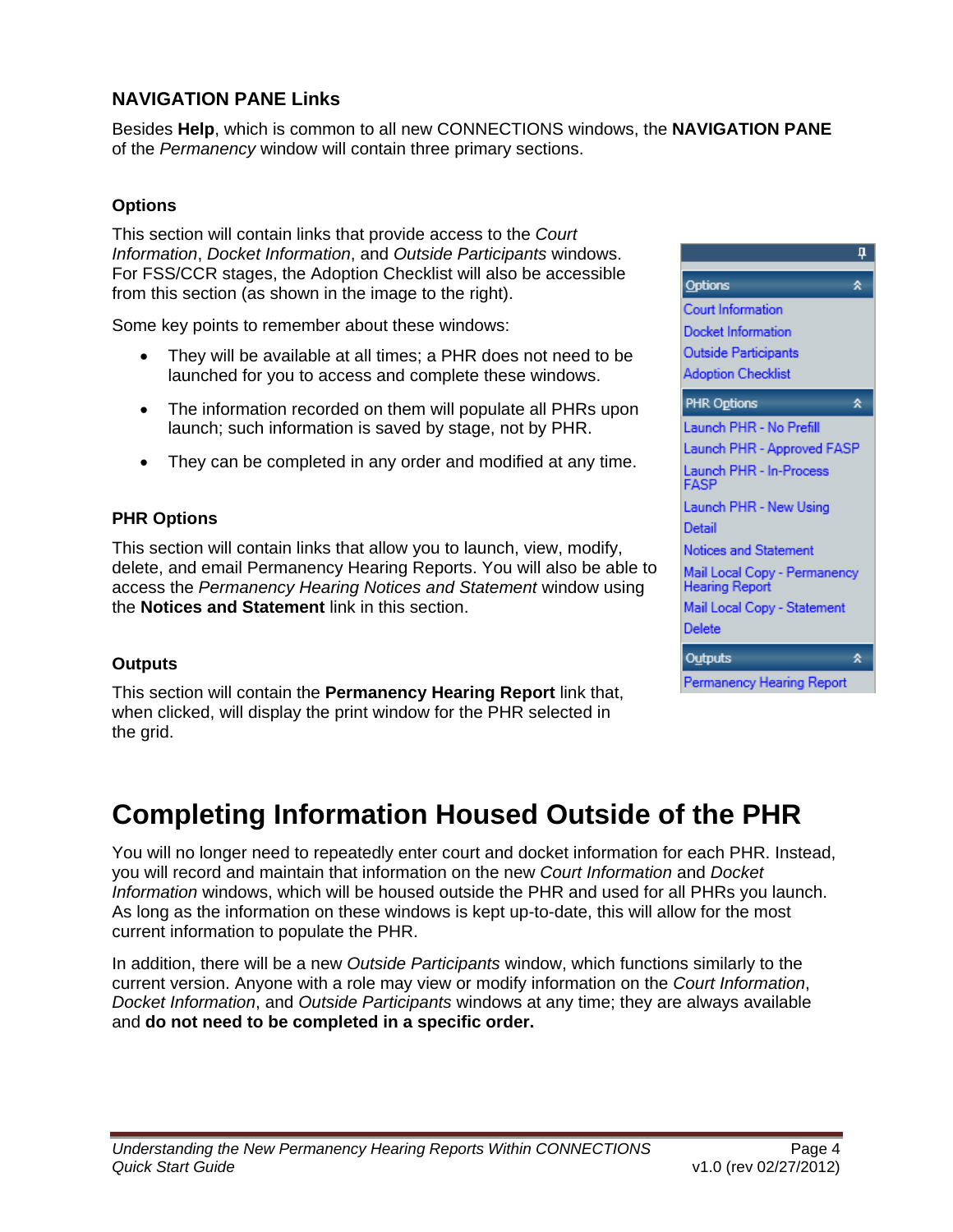### NAVIGATION PANE Links

Besides **Help**, which is common to all new CONNECTIONS windows, the **NAVIGATION PANE** of the *Permanency* window will contain three primary sections.

#### Options

This section will contain links that provide access to the *Court Information*, *Docket Information*, and *Outside Participants* windows. For FSS/CCR stages, the Adoption Checklist will also be accessible from this section (as shown in the image to the right).

Some key points to remember about these windows:

- They will be available at all times; a PHR does not need to be launched for you to access and complete these windows.
- The information recorded on them will populate all PHRs upon launch; such information is saved by stage, not by PHR.
- They can be completed in any order and modified at any time.

Options
- Court Information
- Docket Information
- Outside Participants
- Adoption Checklist

PHR Options
- Launch PHR - No Prefill
- Launch PHR - Approved FASP
- Launch PHR - In-Process FASP
- Launch PHR - New Using Detail
- Notices and Statement
- Mail Local Copy - Permanency Hearing Report
- Mail Local Copy - Statement
- Delete

Outputs
- Permanency Hearing Report

#### PHR Options

This section will contain links that allow you to launch, view, modify, delete, and email Permanency Hearing Reports. You will also be able to access the *Permanency Hearing Notices and Statement* window using the **Notices and Statement** link in this section.

#### Outputs

This section will contain the **Permanency Hearing Report** link that, when clicked, will display the print window for the PHR selected in the grid.

# Completing Information Housed Outside of the PHR

You will no longer need to repeatedly enter court and docket information for each PHR. Instead, you will record and maintain that information on the new *Court Information* and *Docket Information* windows, which will be housed outside the PHR and used for all PHRs you launch. As long as the information on these windows is kept up-to-date, this will allow for the most current information to populate the PHR.

In addition, there will be a new *Outside Participants* window, which functions similarly to the current version. Anyone with a role may view or modify information on the *Court Information*, *Docket Information*, and *Outside Participants* windows at any time; they are always available and **do not need to be completed in a specific order.**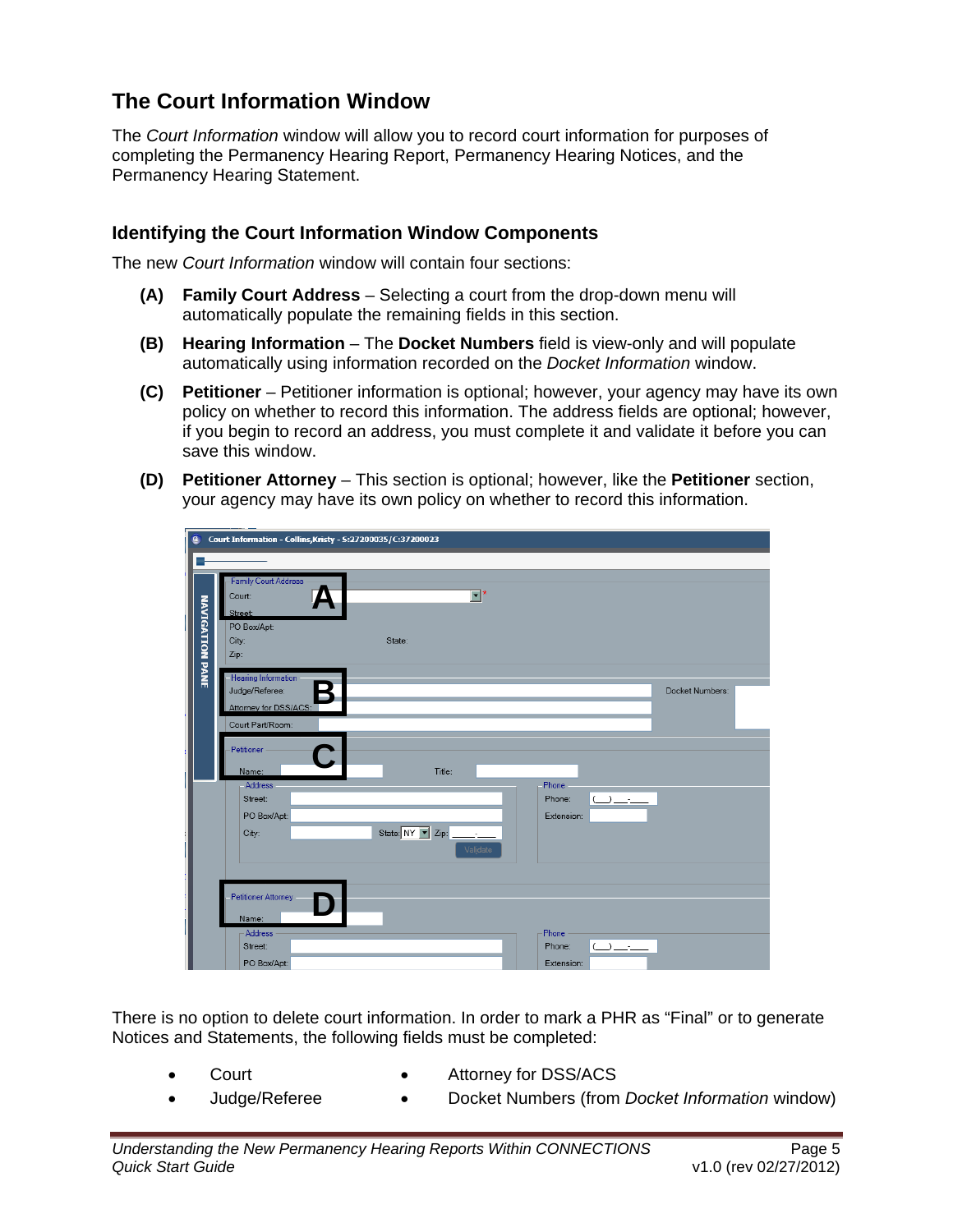## The Court Information Window

The *Court Information* window will allow you to record court information for purposes of completing the Permanency Hearing Report, Permanency Hearing Notices, and the Permanency Hearing Statement.

### Identifying the Court Information Window Components

The new *Court Information* window will contain four sections:

**(A)** **Family Court Address** – Selecting a court from the drop-down menu will automatically populate the remaining fields in this section.

**(B)** **Hearing Information** – The **Docket Numbers** field is view-only and will populate automatically using information recorded on the *Docket Information* window.

**(C)** **Petitioner** – Petitioner information is optional; however, your agency may have its own policy on whether to record this information. The address fields are optional; however, if you begin to record an address, you must complete it and validate it before you can save this window.

**(D)** **Petitioner Attorney** – This section is optional; however, like the **Petitioner** section, your agency may have its own policy on whether to record this information.

There is no option to delete court information. In order to mark a PHR as "Final" or to generate Notices and Statements, the following fields must be completed:

- Court
- Judge/Referee
- Attorney for DSS/ACS
- Docket Numbers (from *Docket Information* window)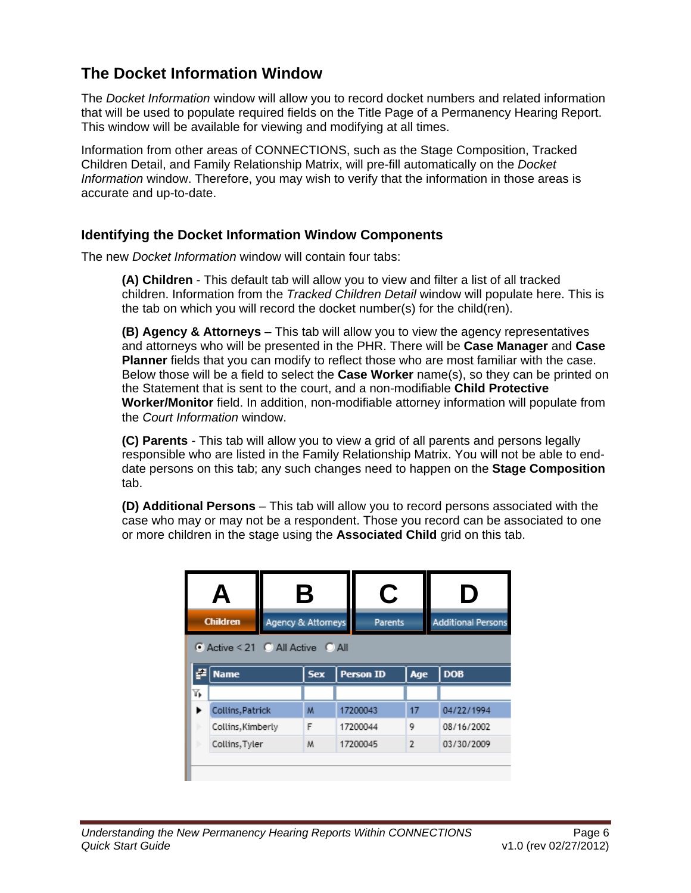## The Docket Information Window

The *Docket Information* window will allow you to record docket numbers and related information that will be used to populate required fields on the Title Page of a Permanency Hearing Report. This window will be available for viewing and modifying at all times.

Information from other areas of CONNECTIONS, such as the Stage Composition, Tracked Children Detail, and Family Relationship Matrix, will pre-fill automatically on the *Docket Information* window. Therefore, you may wish to verify that the information in those areas is accurate and up-to-date.

### Identifying the Docket Information Window Components

The new *Docket Information* window will contain four tabs:

**(A) Children** - This default tab will allow you to view and filter a list of all tracked children. Information from the *Tracked Children Detail* window will populate here. This is the tab on which you will record the docket number(s) for the child(ren).

**(B) Agency & Attorneys** – This tab will allow you to view the agency representatives and attorneys who will be presented in the PHR. There will be **Case Manager** and **Case Planner** fields that you can modify to reflect those who are most familiar with the case. Below those will be a field to select the **Case Worker** name(s), so they can be printed on the Statement that is sent to the court, and a non-modifiable **Child Protective Worker/Monitor** field. In addition, non-modifiable attorney information will populate from the *Court Information* window.

**(C) Parents** - This tab will allow you to view a grid of all parents and persons legally responsible who are listed in the Family Relationship Matrix. You will not be able to end-date persons on this tab; any such changes need to happen on the **Stage Composition** tab.

**(D) Additional Persons** – This tab will allow you to record persons associated with the case who may or may not be a respondent. Those you record can be associated to one or more children in the stage using the **Associated Child** grid on this tab.

A – Children | B – Agency & Attorneys | C – Parents | D – Additional Persons

Active < 21 | All Active | All

| Name | Sex | Person ID | Age | DOB |
|---|---|---|---|---|
| Collins,Patrick | M | 17200043 | 17 | 04/22/1994 |
| Collins,Kimberly | F | 17200044 | 9 | 08/16/2002 |
| Collins,Tyler | M | 17200045 | 2 | 03/30/2009 |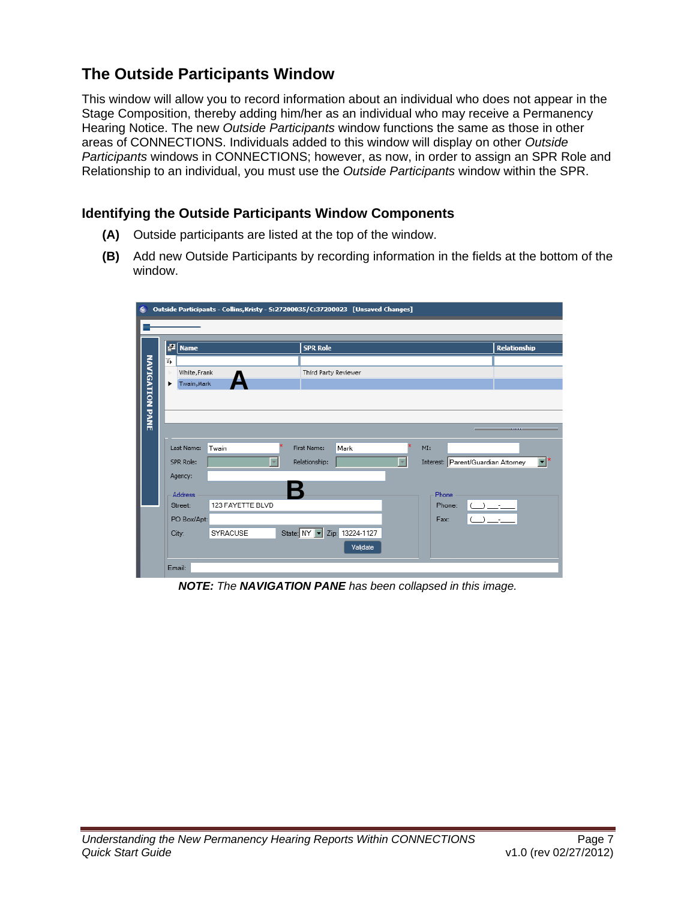## The Outside Participants Window

This window will allow you to record information about an individual who does not appear in the Stage Composition, thereby adding him/her as an individual who may receive a Permanency Hearing Notice. The new *Outside Participants* window functions the same as those in other areas of CONNECTIONS. Individuals added to this window will display on other *Outside Participants* windows in CONNECTIONS; however, as now, in order to assign an SPR Role and Relationship to an individual, you must use the *Outside Participants* window within the SPR.

### Identifying the Outside Participants Window Components

**(A)** Outside participants are listed at the top of the window.

**(B)** Add new Outside Participants by recording information in the fields at the bottom of the window.

***NOTE:*** *The* ***NAVIGATION PANE*** *has been collapsed in this image.*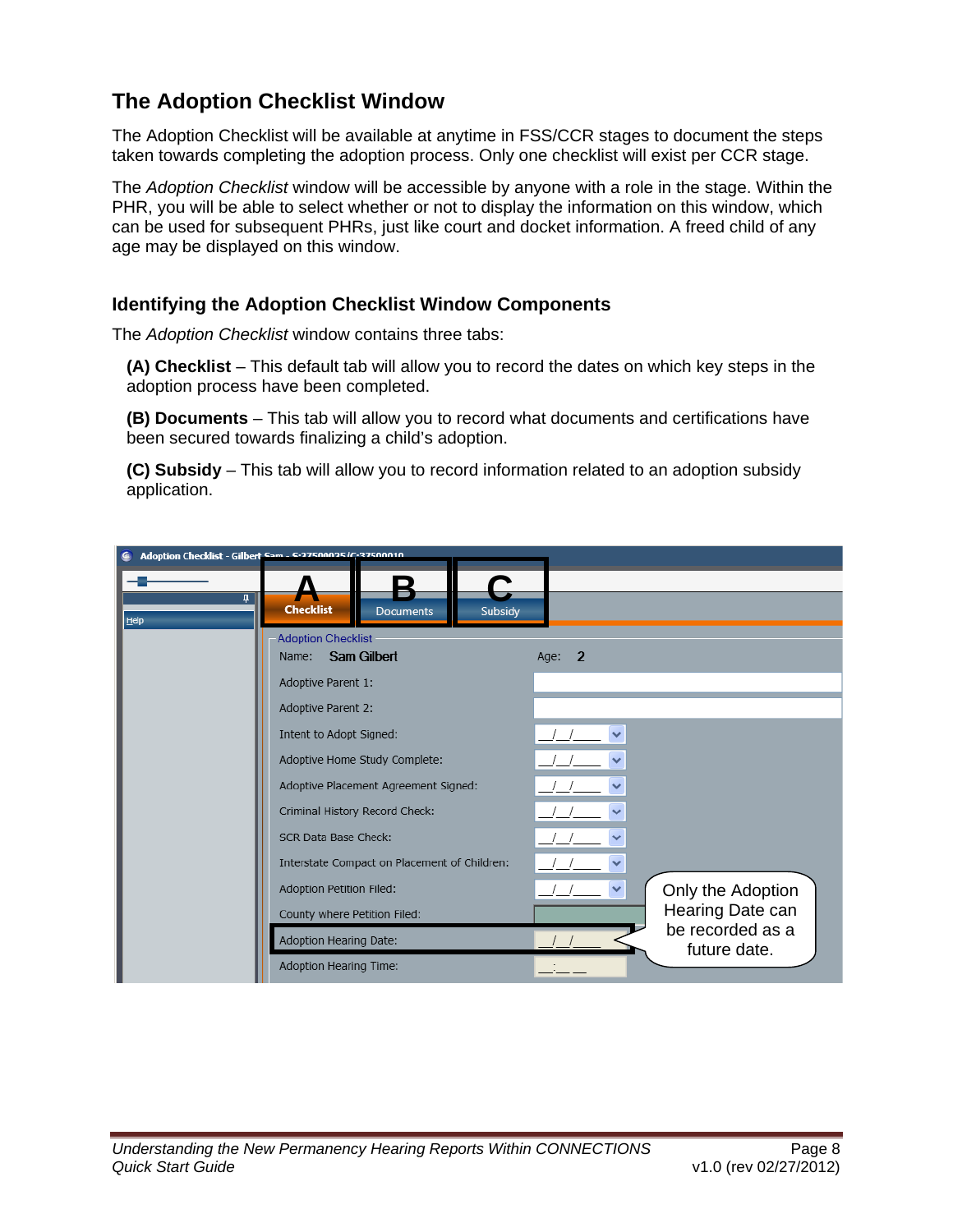## The Adoption Checklist Window

The Adoption Checklist will be available at anytime in FSS/CCR stages to document the steps taken towards completing the adoption process. Only one checklist will exist per CCR stage.

The *Adoption Checklist* window will be accessible by anyone with a role in the stage. Within the PHR, you will be able to select whether or not to display the information on this window, which can be used for subsequent PHRs, just like court and docket information. A freed child of any age may be displayed on this window.

### Identifying the Adoption Checklist Window Components

The *Adoption Checklist* window contains three tabs:

**(A) Checklist** – This default tab will allow you to record the dates on which key steps in the adoption process have been completed.

**(B) Documents** – This tab will allow you to record what documents and certifications have been secured towards finalizing a child's adoption.

**(C) Subsidy** – This tab will allow you to record information related to an adoption subsidy application.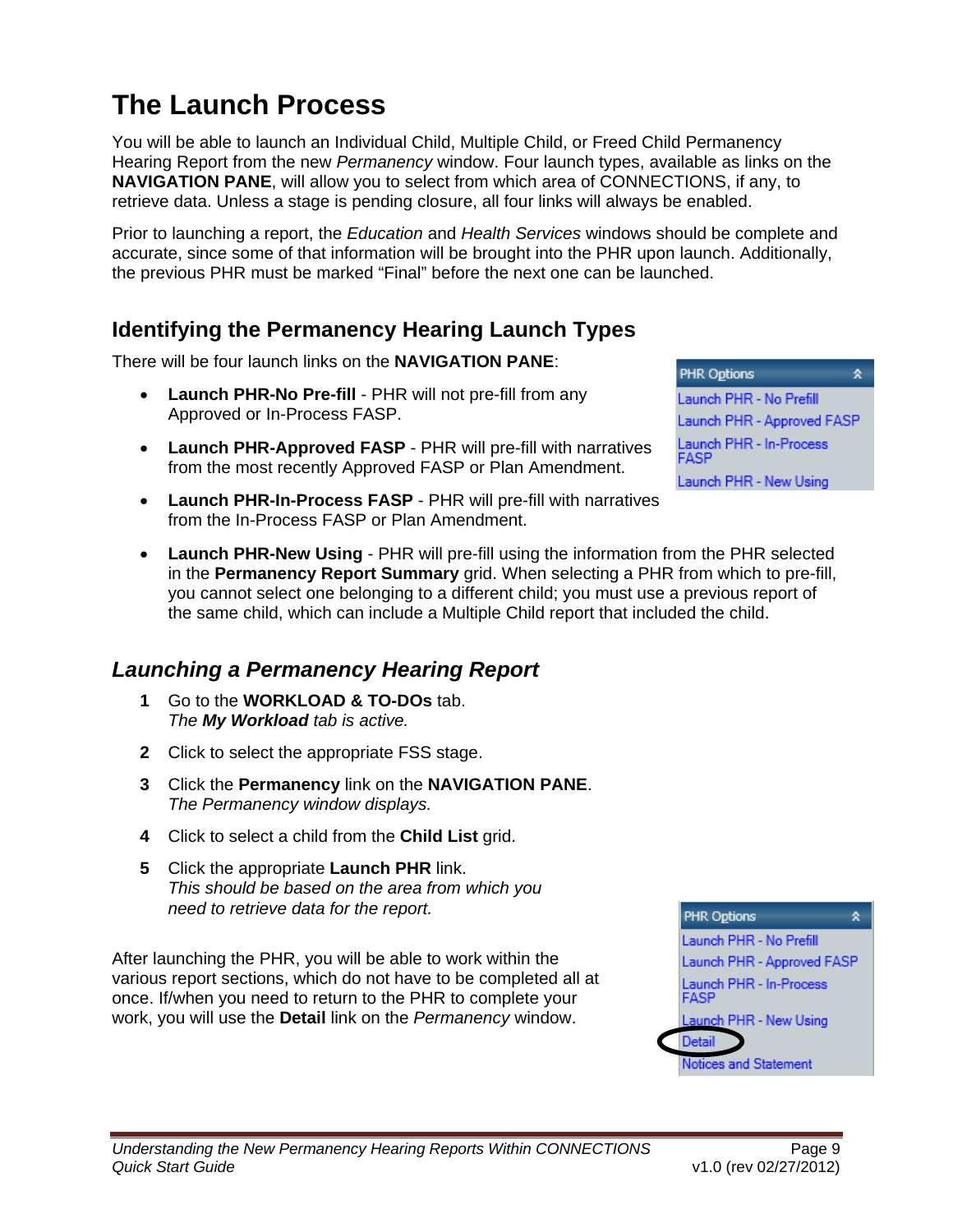# The Launch Process

You will be able to launch an Individual Child, Multiple Child, or Freed Child Permanency Hearing Report from the new *Permanency* window. Four launch types, available as links on the **NAVIGATION PANE**, will allow you to select from which area of CONNECTIONS, if any, to retrieve data. Unless a stage is pending closure, all four links will always be enabled.

Prior to launching a report, the *Education* and *Health Services* windows should be complete and accurate, since some of that information will be brought into the PHR upon launch. Additionally, the previous PHR must be marked "Final" before the next one can be launched.

## Identifying the Permanency Hearing Launch Types

There will be four launch links on the **NAVIGATION PANE**:

- **Launch PHR-No Pre-fill** - PHR will not pre-fill from any Approved or In-Process FASP.
- **Launch PHR-Approved FASP** - PHR will pre-fill with narratives from the most recently Approved FASP or Plan Amendment.
- **Launch PHR-In-Process FASP** - PHR will pre-fill with narratives from the In-Process FASP or Plan Amendment.
- **Launch PHR-New Using** - PHR will pre-fill using the information from the PHR selected in the **Permanency Report Summary** grid. When selecting a PHR from which to pre-fill, you cannot select one belonging to a different child; you must use a previous report of the same child, which can include a Multiple Child report that included the child.

PHR Options
- Launch PHR - No Prefill
- Launch PHR - Approved FASP
- Launch PHR - In-Process FASP
- Launch PHR - New Using

### *Launching a Permanency Hearing Report*

1. Go to the **WORKLOAD & TO-DOs** tab.
   *The **My Workload** tab is active.*
2. Click to select the appropriate FSS stage.
3. Click the **Permanency** link on the **NAVIGATION PANE**.
   *The Permanency window displays.*
4. Click to select a child from the **Child List** grid.
5. Click the appropriate **Launch PHR** link.
   *This should be based on the area from which you need to retrieve data for the report.*

After launching the PHR, you will be able to work within the various report sections, which do not have to be completed all at once. If/when you need to return to the PHR to complete your work, you will use the **Detail** link on the *Permanency* window.

PHR Options
- Launch PHR - No Prefill
- Launch PHR - Approved FASP
- Launch PHR - In-Process FASP
- Launch PHR - New Using
- Detail
- Notices and Statement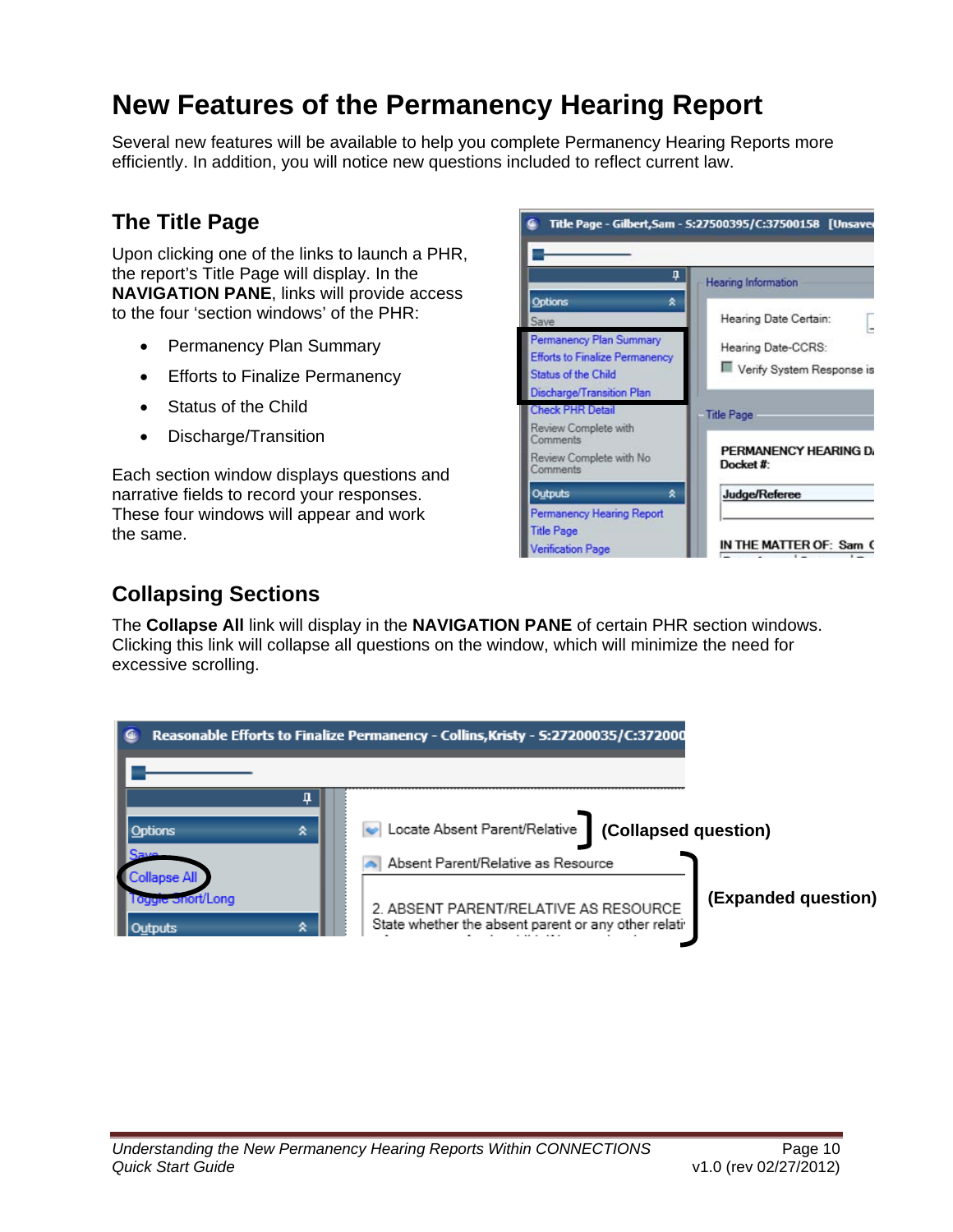# New Features of the Permanency Hearing Report

Several new features will be available to help you complete Permanency Hearing Reports more efficiently. In addition, you will notice new questions included to reflect current law.

## The Title Page

Upon clicking one of the links to launch a PHR, the report's Title Page will display. In the **NAVIGATION PANE**, links will provide access to the four 'section windows' of the PHR:

- Permanency Plan Summary
- Efforts to Finalize Permanency
- Status of the Child
- Discharge/Transition

Each section window displays questions and narrative fields to record your responses. These four windows will appear and work the same.

## Collapsing Sections

The **Collapse All** link will display in the **NAVIGATION PANE** of certain PHR section windows. Clicking this link will collapse all questions on the window, which will minimize the need for excessive scrolling.

(Collapsed question)

(Expanded question)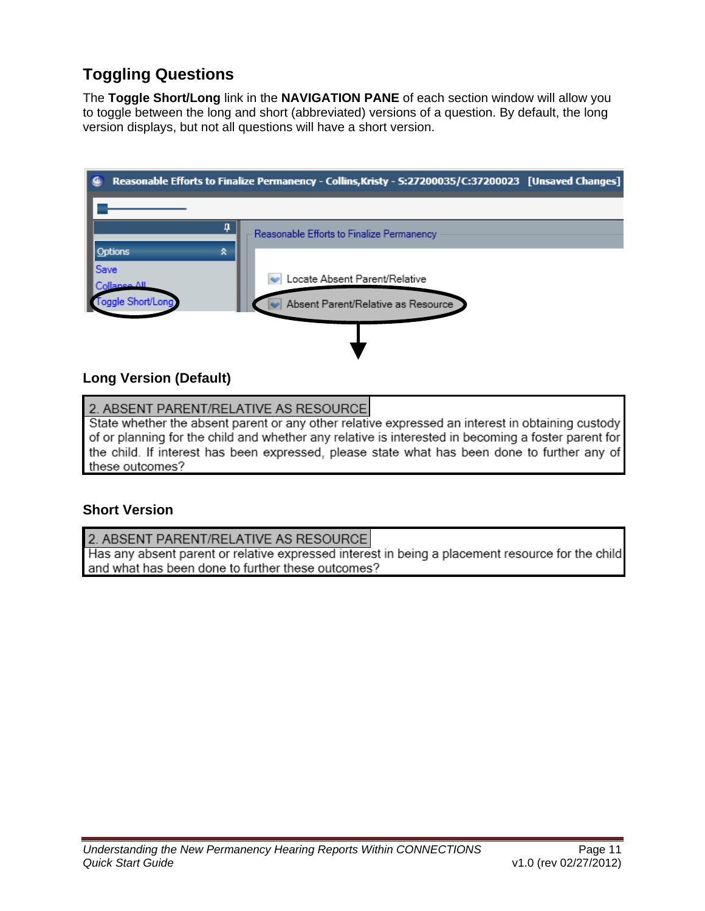## Toggling Questions

The **Toggle Short/Long** link in the **NAVIGATION PANE** of each section window will allow you to toggle between the long and short (abbreviated) versions of a question. By default, the long version displays, but not all questions will have a short version.

### Long Version (Default)

2. ABSENT PARENT/RELATIVE AS RESOURCE
State whether the absent parent or any other relative expressed an interest in obtaining custody of or planning for the child and whether any relative is interested in becoming a foster parent for the child. If interest has been expressed, please state what has been done to further any of these outcomes?

### Short Version

2. ABSENT PARENT/RELATIVE AS RESOURCE
Has any absent parent or relative expressed interest in being a placement resource for the child and what has been done to further these outcomes?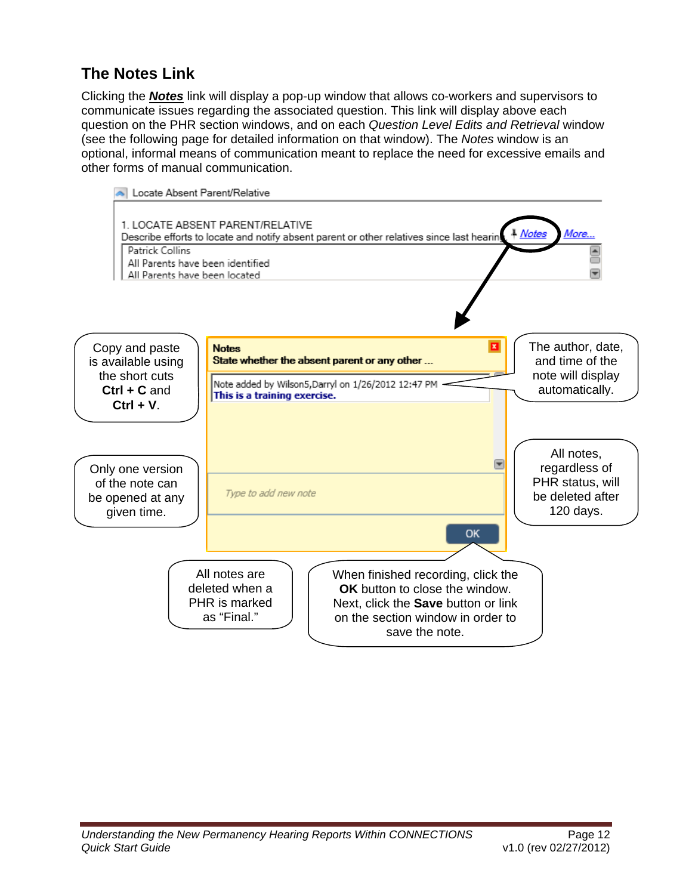## The Notes Link

Clicking the ***Notes*** link will display a pop-up window that allows co-workers and supervisors to communicate issues regarding the associated question. This link will display above each question on the PHR section windows, and on each *Question Level Edits and Retrieval* window (see the following page for detailed information on that window). The *Notes* window is an optional, informal means of communication meant to replace the need for excessive emails and other forms of manual communication.

Locate Absent Parent/Relative

1. LOCATE ABSENT PARENT/RELATIVE
Describe efforts to locate and notify absent parent or other relatives since last hearing   Notes   More...

Patrick Collins
All Parents have been identified
All Parents have been located

**Notes**
**State whether the absent parent or any other ...**

Note added by Wilson5,Darryl on 1/26/2012 12:47 PM
**This is a training exercise.**

*Type to add new note*

OK

Copy and paste is available using the short cuts **Ctrl + C** and **Ctrl + V**.

Only one version of the note can be opened at any given time.

The author, date, and time of the note will display automatically.

All notes, regardless of PHR status, will be deleted after 120 days.

All notes are deleted when a PHR is marked as "Final."

When finished recording, click the **OK** button to close the window. Next, click the **Save** button or link on the section window in order to save the note.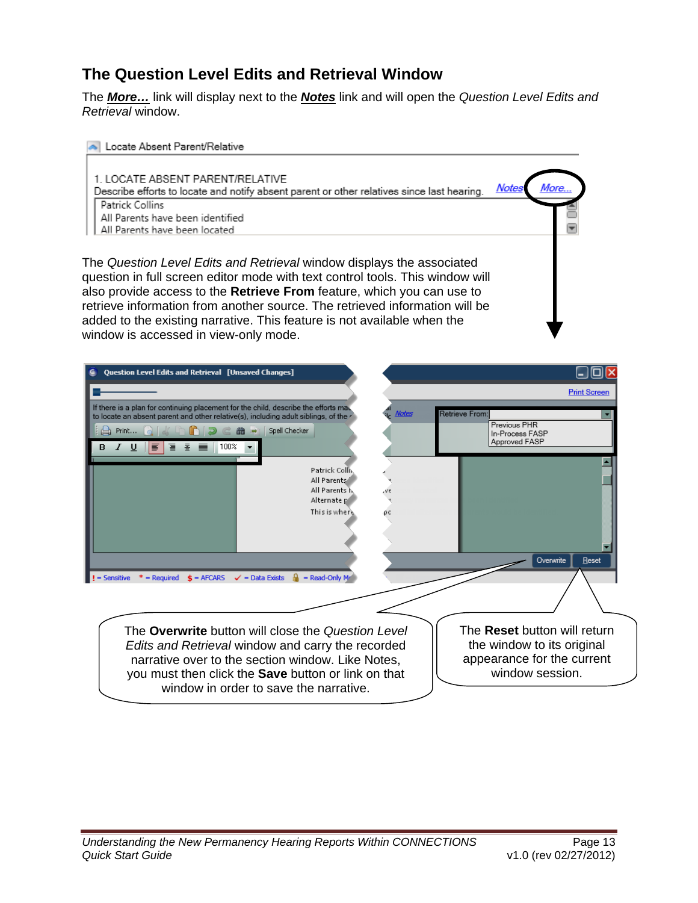## The Question Level Edits and Retrieval Window

The ***More…*** link will display next to the ***Notes*** link and will open the *Question Level Edits and Retrieval* window.

Locate Absent Parent/Relative

1. LOCATE ABSENT PARENT/RELATIVE
Describe efforts to locate and notify absent parent or other relatives since last hearing. *Notes* *More...*

Patrick Collins
All Parents have been identified
All Parents have been located

The *Question Level Edits and Retrieval* window displays the associated question in full screen editor mode with text control tools. This window will also provide access to the **Retrieve From** feature, which you can use to retrieve information from another source. The retrieved information will be added to the existing narrative. This feature is not available when the window is accessed in view-only mode.

The **Overwrite** button will close the *Question Level Edits and Retrieval* window and carry the recorded narrative over to the section window. Like Notes, you must then click the **Save** button or link on that window in order to save the narrative.

The **Reset** button will return the window to its original appearance for the current window session.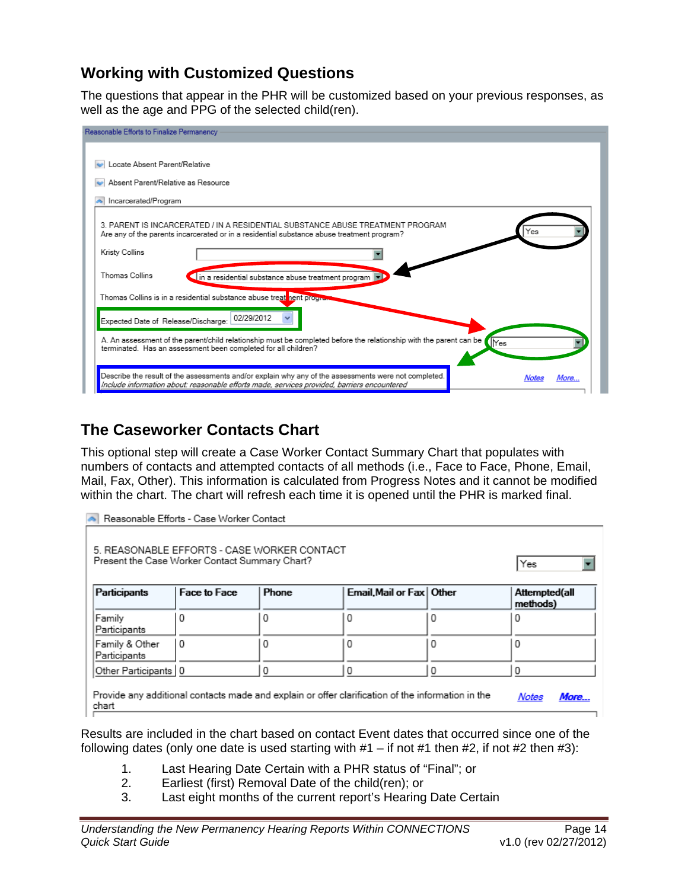## Working with Customized Questions

The questions that appear in the PHR will be customized based on your previous responses, as well as the age and PPG of the selected child(ren).

Reasonable Efforts to Finalize Permanency

Locate Absent Parent/Relative

Absent Parent/Relative as Resource

Incarcerated/Program

3. PARENT IS INCARCERATED / IN A RESIDENTIAL SUBSTANCE ABUSE TREATMENT PROGRAM
Are any of the parents incarcerated or in a residential substance abuse treatment program? Yes

Kristy Collins

Thomas Collins — in a residential substance abuse treatment program

Thomas Collins is in a residential substance abuse treatment program

Expected Date of Release/Discharge: 02/29/2012

A. An assessment of the parent/child relationship must be completed before the relationship with the parent can be terminated. Has an assessment been completed for all children? Yes

Describe the result of the assessments and/or explain why any of the assessments were not completed.
*Include information about: reasonable efforts made, services provided, barriers encountered* — Notes — More...

## The Caseworker Contacts Chart

This optional step will create a Case Worker Contact Summary Chart that populates with numbers of contacts and attempted contacts of all methods (i.e., Face to Face, Phone, Email, Mail, Fax, Other). This information is calculated from Progress Notes and it cannot be modified within the chart. The chart will refresh each time it is opened until the PHR is marked final.

Reasonable Efforts - Case Worker Contact

5. REASONABLE EFFORTS - CASE WORKER CONTACT
Present the Case Worker Contact Summary Chart? Yes

| Participants | Face to Face | Phone | Email,Mail or Fax | Other | Attempted(all methods) |
|---|---|---|---|---|---|
| Family Participants | 0 | 0 | 0 | 0 | 0 |
| Family & Other Participants | 0 | 0 | 0 | 0 | 0 |
| Other Participants | 0 | 0 | 0 | 0 | 0 |

Provide any additional contacts made and explain or offer clarification of the information in the chart — Notes — More...

Results are included in the chart based on contact Event dates that occurred since one of the following dates (only one date is used starting with #1 – if not #1 then #2, if not #2 then #3):

1. Last Hearing Date Certain with a PHR status of "Final"; or
2. Earliest (first) Removal Date of the child(ren); or
3. Last eight months of the current report's Hearing Date Certain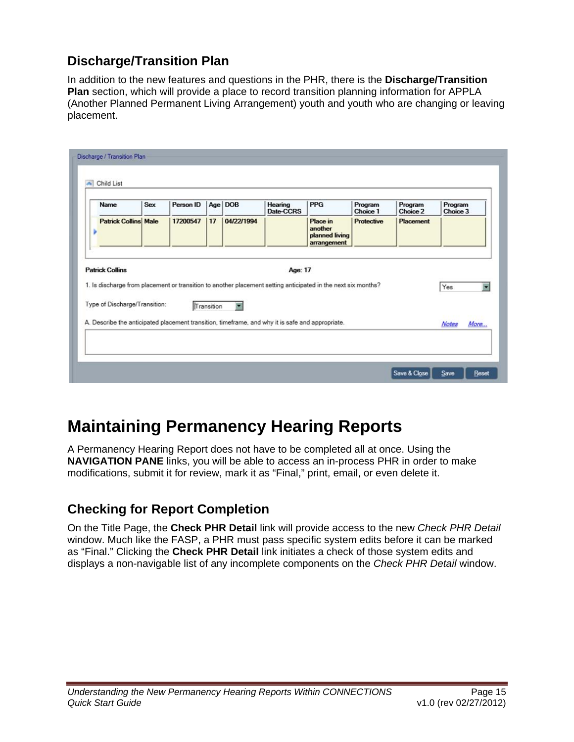## Discharge/Transition Plan

In addition to the new features and questions in the PHR, there is the **Discharge/Transition Plan** section, which will provide a place to record transition planning information for APPLA (Another Planned Permanent Living Arrangement) youth and youth who are changing or leaving placement.

Discharge / Transition Plan

Child List

| Name | Sex | Person ID | Age | DOB | Hearing Date-CCRS | PPG | Program Choice 1 | Program Choice 2 | Program Choice 3 |
|---|---|---|---|---|---|---|---|---|---|
| Patrick Collins | Male | 17200547 | 17 | 04/22/1994 | | Place in another planned living arrangement | Protective | Placement | |

Patrick Collins Age: 17

1. Is discharge from placement or transition to another placement setting anticipated in the next six months? Yes

Type of Discharge/Transition: Transition

A. Describe the anticipated placement transition, timeframe, and why it is safe and appropriate. Notes More...

Save & Close Save Reset

# Maintaining Permanency Hearing Reports

A Permanency Hearing Report does not have to be completed all at once. Using the **NAVIGATION PANE** links, you will be able to access an in-process PHR in order to make modifications, submit it for review, mark it as “Final,” print, email, or even delete it.

## Checking for Report Completion

On the Title Page, the **Check PHR Detail** link will provide access to the new *Check PHR Detail* window. Much like the FASP, a PHR must pass specific system edits before it can be marked as “Final.” Clicking the **Check PHR Detail** link initiates a check of those system edits and displays a non-navigable list of any incomplete components on the *Check PHR Detail* window.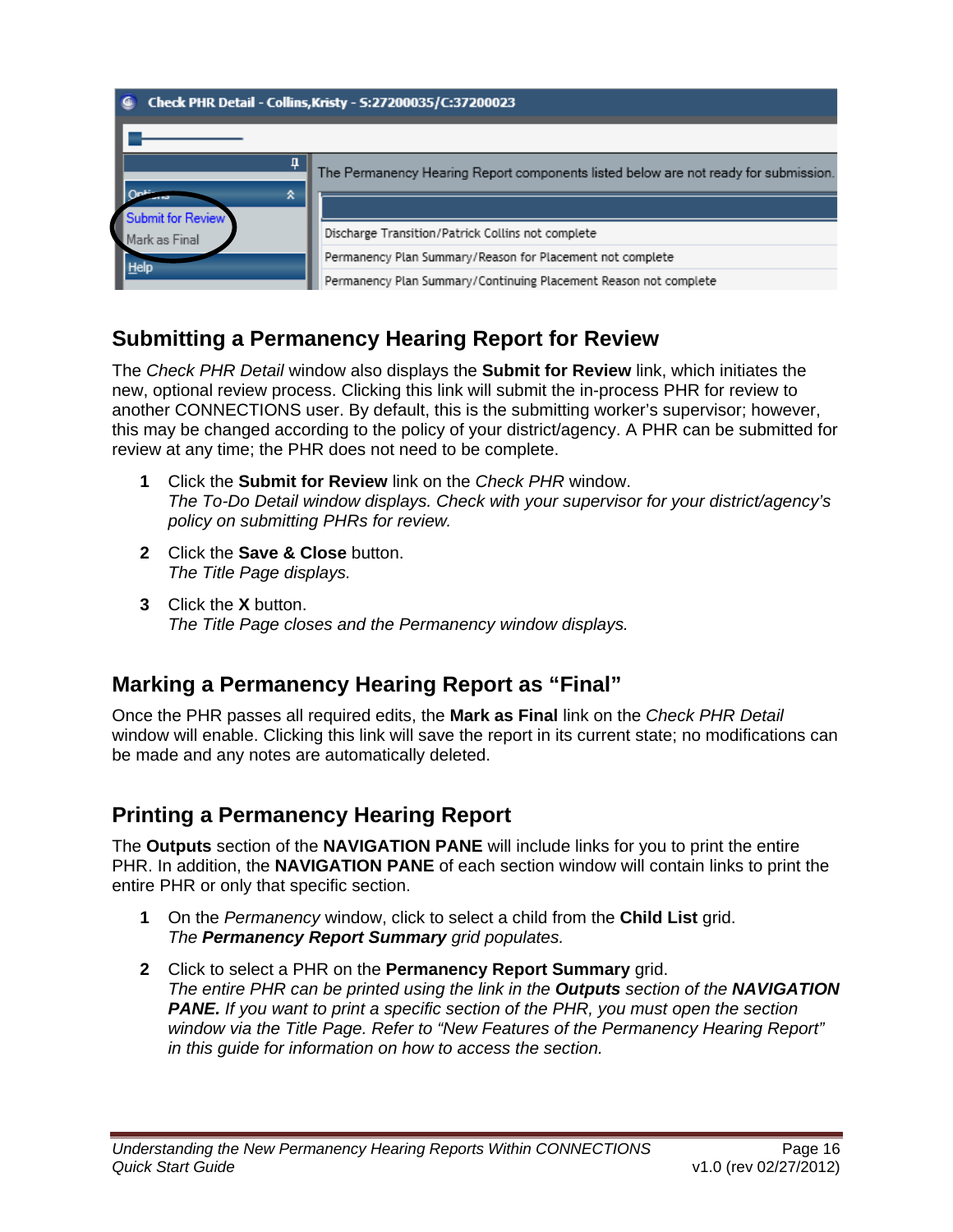## Submitting a Permanency Hearing Report for Review

The *Check PHR Detail* window also displays the **Submit for Review** link, which initiates the new, optional review process. Clicking this link will submit the in-process PHR for review to another CONNECTIONS user. By default, this is the submitting worker's supervisor; however, this may be changed according to the policy of your district/agency. A PHR can be submitted for review at any time; the PHR does not need to be complete.

1. Click the **Submit for Review** link on the *Check PHR* window.
   *The To-Do Detail window displays. Check with your supervisor for your district/agency's policy on submitting PHRs for review.*
2. Click the **Save & Close** button.
   *The Title Page displays.*
3. Click the **X** button.
   *The Title Page closes and the Permanency window displays.*

## Marking a Permanency Hearing Report as "Final"

Once the PHR passes all required edits, the **Mark as Final** link on the *Check PHR Detail* window will enable. Clicking this link will save the report in its current state; no modifications can be made and any notes are automatically deleted.

## Printing a Permanency Hearing Report

The **Outputs** section of the **NAVIGATION PANE** will include links for you to print the entire PHR. In addition, the **NAVIGATION PANE** of each section window will contain links to print the entire PHR or only that specific section.

1. On the *Permanency* window, click to select a child from the **Child List** grid.
   *The* ***Permanency Report Summary*** *grid populates.*
2. Click to select a PHR on the **Permanency Report Summary** grid.
   *The entire PHR can be printed using the link in the* ***Outputs*** *section of the* ***NAVIGATION PANE.*** *If you want to print a specific section of the PHR, you must open the section window via the Title Page. Refer to "New Features of the Permanency Hearing Report" in this guide for information on how to access the section.*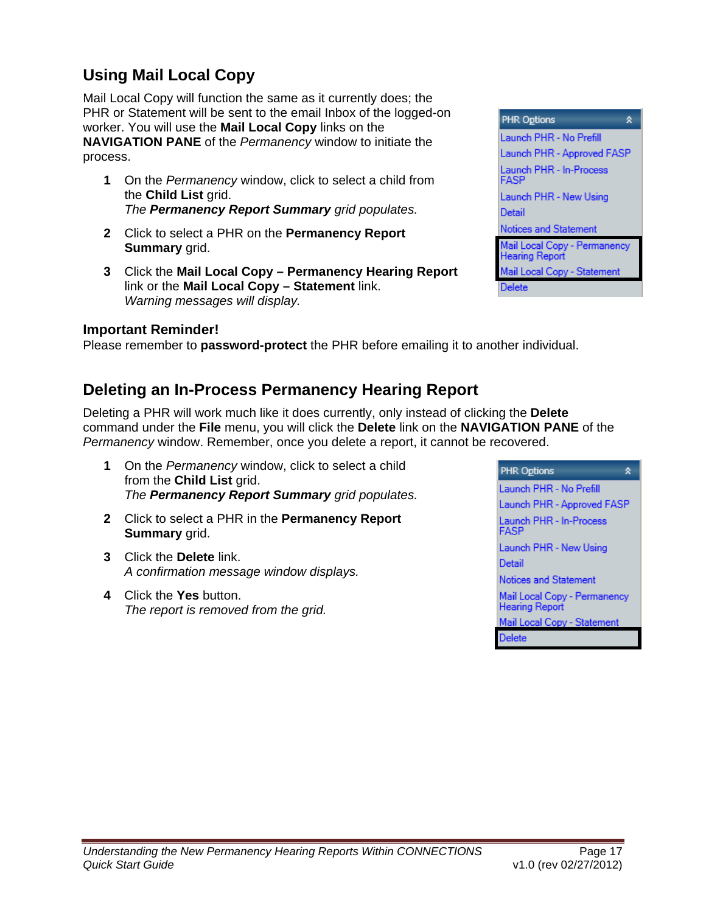## Using Mail Local Copy

Mail Local Copy will function the same as it currently does; the PHR or Statement will be sent to the email Inbox of the logged-on worker. You will use the **Mail Local Copy** links on the **NAVIGATION PANE** of the *Permanency* window to initiate the process.

**1** On the *Permanency* window, click to select a child from the **Child List** grid.
*The **Permanency Report Summary** grid populates.*

**2** Click to select a PHR on the **Permanency Report Summary** grid.

**3** Click the **Mail Local Copy – Permanency Hearing Report** link or the **Mail Local Copy – Statement** link.
*Warning messages will display.*

PHR Options
- Launch PHR - No Prefill
- Launch PHR - Approved FASP
- Launch PHR - In-Process FASP
- Launch PHR - New Using
- Detail
- Notices and Statement
- Mail Local Copy - Permanency Hearing Report
- Mail Local Copy - Statement
- Delete

**Important Reminder!**
Please remember to **password-protect** the PHR before emailing it to another individual.

## Deleting an In-Process Permanency Hearing Report

Deleting a PHR will work much like it does currently, only instead of clicking the **Delete** command under the **File** menu, you will click the **Delete** link on the **NAVIGATION PANE** of the *Permanency* window. Remember, once you delete a report, it cannot be recovered.

**1** On the *Permanency* window, click to select a child from the **Child List** grid.
*The **Permanency Report Summary** grid populates.*

**2** Click to select a PHR in the **Permanency Report Summary** grid.

**3** Click the **Delete** link.
*A confirmation message window displays.*

**4** Click the **Yes** button.
*The report is removed from the grid.*

PHR Options
- Launch PHR - No Prefill
- Launch PHR - Approved FASP
- Launch PHR - In-Process FASP
- Launch PHR - New Using
- Detail
- Notices and Statement
- Mail Local Copy - Permanency Hearing Report
- Mail Local Copy - Statement
- Delete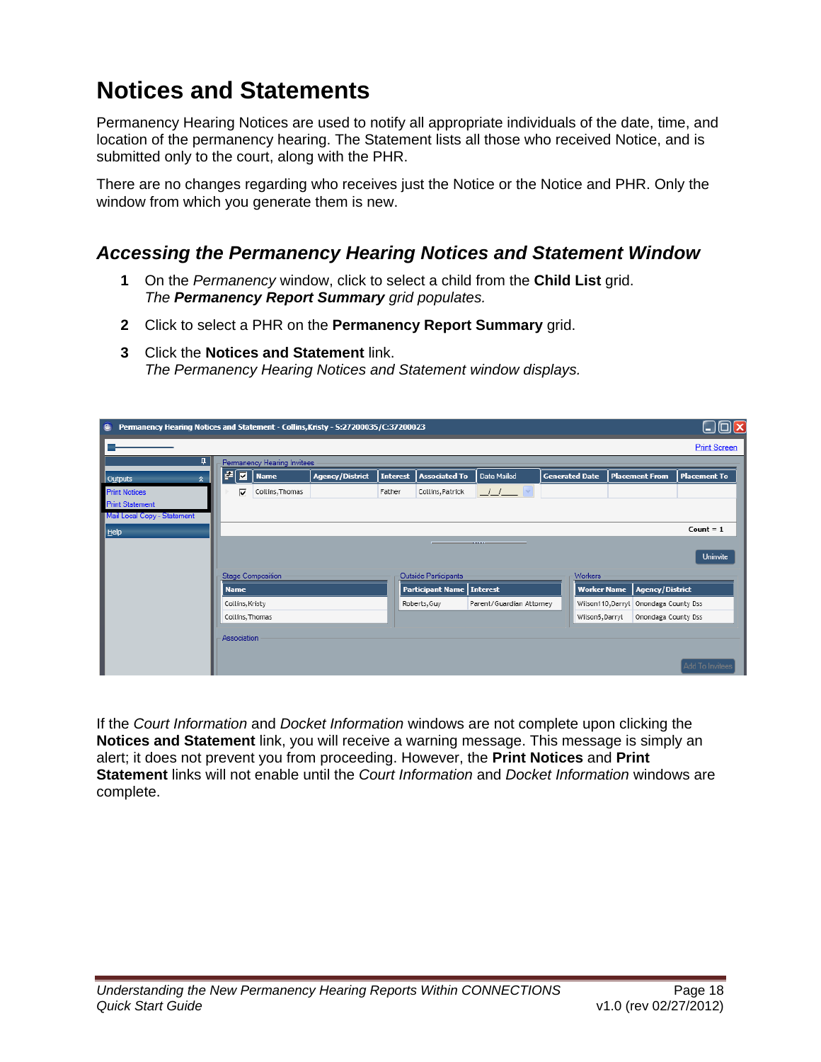# Notices and Statements

Permanency Hearing Notices are used to notify all appropriate individuals of the date, time, and location of the permanency hearing. The Statement lists all those who received Notice, and is submitted only to the court, along with the PHR.

There are no changes regarding who receives just the Notice or the Notice and PHR. Only the window from which you generate them is new.

## *Accessing the Permanency Hearing Notices and Statement Window*

1. On the *Permanency* window, click to select a child from the **Child List** grid.
   *The* ***Permanency Report Summary*** *grid populates.*
2. Click to select a PHR on the **Permanency Report Summary** grid.
3. Click the **Notices and Statement** link.
   *The Permanency Hearing Notices and Statement window displays.*

If the *Court Information* and *Docket Information* windows are not complete upon clicking the **Notices and Statement** link, you will receive a warning message. This message is simply an alert; it does not prevent you from proceeding. However, the **Print Notices** and **Print Statement** links will not enable until the *Court Information* and *Docket Information* windows are complete.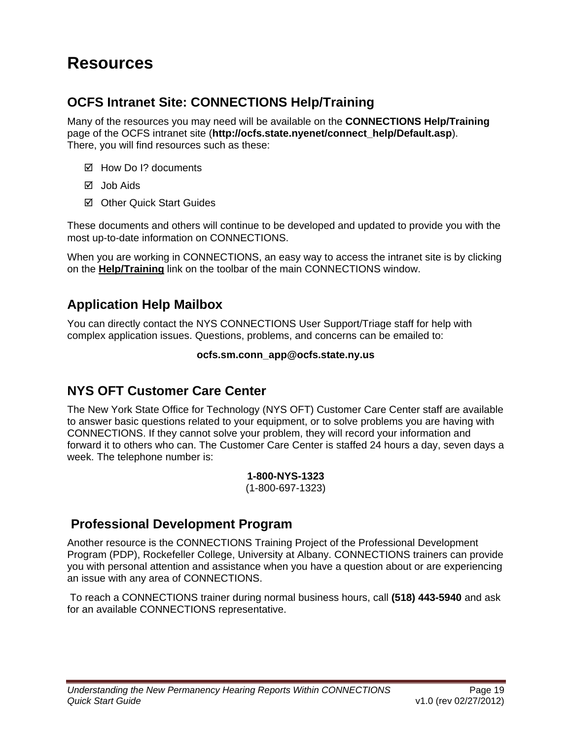# Resources

## OCFS Intranet Site: CONNECTIONS Help/Training

Many of the resources you may need will be available on the **CONNECTIONS Help/Training** page of the OCFS intranet site (**http://ocfs.state.nyenet/connect_help/Default.asp**). There, you will find resources such as these:

- ☑ How Do I? documents
- ☑ Job Aids
- ☑ Other Quick Start Guides

These documents and others will continue to be developed and updated to provide you with the most up-to-date information on CONNECTIONS.

When you are working in CONNECTIONS, an easy way to access the intranet site is by clicking on the **Help/Training** link on the toolbar of the main CONNECTIONS window.

## Application Help Mailbox

You can directly contact the NYS CONNECTIONS User Support/Triage staff for help with complex application issues. Questions, problems, and concerns can be emailed to:

**ocfs.sm.conn_app@ocfs.state.ny.us**

## NYS OFT Customer Care Center

The New York State Office for Technology (NYS OFT) Customer Care Center staff are available to answer basic questions related to your equipment, or to solve problems you are having with CONNECTIONS. If they cannot solve your problem, they will record your information and forward it to others who can. The Customer Care Center is staffed 24 hours a day, seven days a week. The telephone number is:

**1-800-NYS-1323**
(1-800-697-1323)

## Professional Development Program

Another resource is the CONNECTIONS Training Project of the Professional Development Program (PDP), Rockefeller College, University at Albany. CONNECTIONS trainers can provide you with personal attention and assistance when you have a question about or are experiencing an issue with any area of CONNECTIONS.

To reach a CONNECTIONS trainer during normal business hours, call **(518) 443-5940** and ask for an available CONNECTIONS representative.